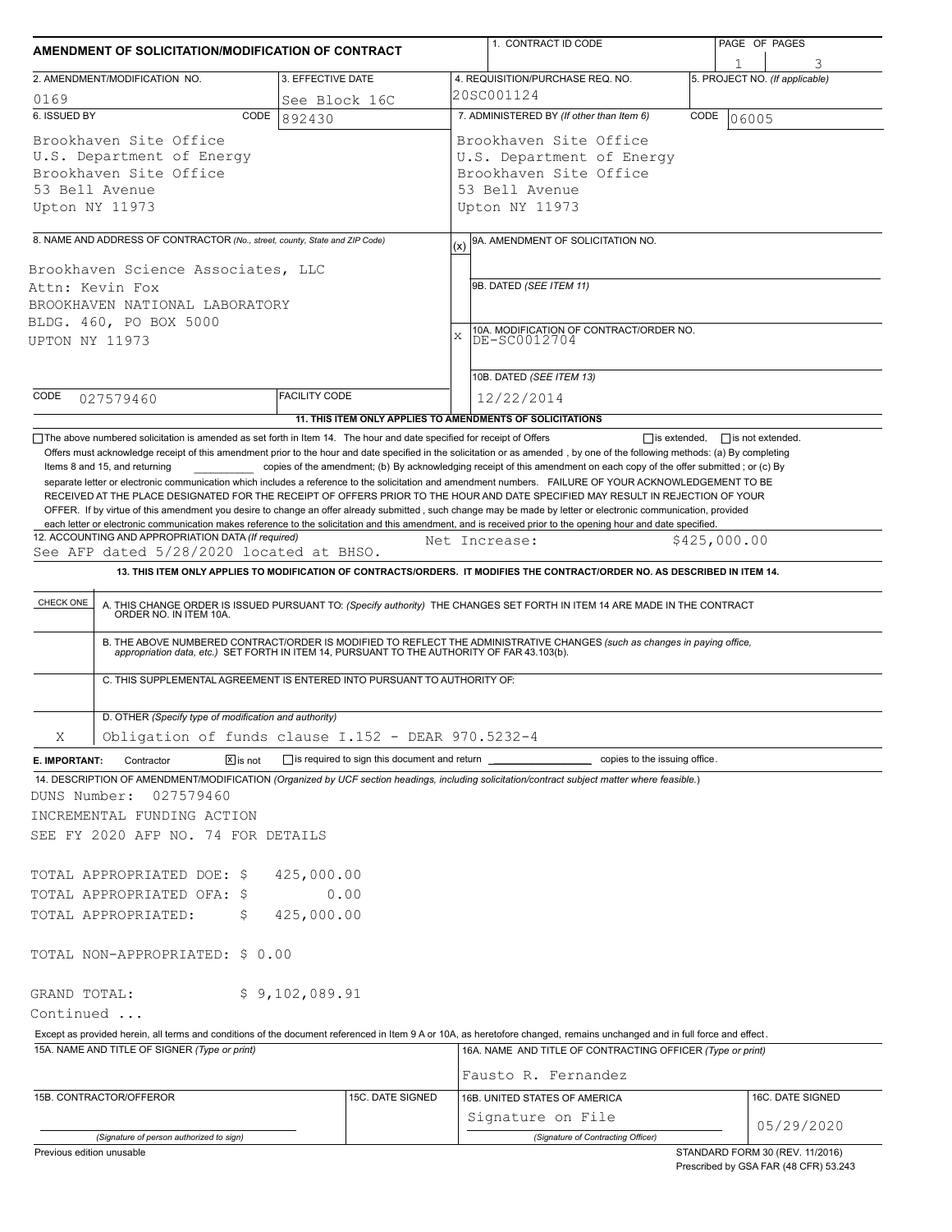# AMENDMENT OF SOLICITATION/MODIFICATION OF CONTRACT

| 1. CONTRACT ID CODE | PAGE 1 OF 3 PAGES |
|---|---|

| 2. AMENDMENT/MODIFICATION NO. | 3. EFFECTIVE DATE | 4. REQUISITION/PURCHASE REQ. NO. | 5. PROJECT NO. (If applicable) |
|---|---|---|---|
| 0169 | See Block 16C | 20SC001124 | |

| 6. ISSUED BY CODE 892430 | 7. ADMINISTERED BY (If other than Item 6) CODE 06005 |
|---|---|
| Brookhaven Site Office<br>U.S. Department of Energy<br>Brookhaven Site Office<br>53 Bell Avenue<br>Upton NY 11973 | Brookhaven Site Office<br>U.S. Department of Energy<br>Brookhaven Site Office<br>53 Bell Avenue<br>Upton NY 11973 |

**8. NAME AND ADDRESS OF CONTRACTOR** (No., street, county, State and ZIP Code)

Brookhaven Science Associates, LLC
Attn: Kevin Fox
BROOKHAVEN NATIONAL LABORATORY
BLDG. 460, PO BOX 5000
UPTON NY 11973

CODE 027579460 FACILITY CODE

| (x) | |
|---|---|
| | 9A. AMENDMENT OF SOLICITATION NO. |
| | 9B. DATED (SEE ITEM 11) |
| X | 10A. MODIFICATION OF CONTRACT/ORDER NO. DE-SC0012704 |
| | 10B. DATED (SEE ITEM 13) 12/22/2014 |

**11. THIS ITEM ONLY APPLIES TO AMENDMENTS OF SOLICITATIONS**

☐ The above numbered solicitation is amended as set forth in Item 14. The hour and date specified for receipt of Offers ☐ is extended, ☐ is not extended.

Offers must acknowledge receipt of this amendment prior to the hour and date specified in the solicitation or as amended, by one of the following methods: (a) By completing Items 8 and 15, and returning ________ copies of the amendment; (b) By acknowledging receipt of this amendment on each copy of the offer submitted ; or (c) By separate letter or electronic communication which includes a reference to the solicitation and amendment numbers. FAILURE OF YOUR ACKNOWLEDGEMENT TO BE RECEIVED AT THE PLACE DESIGNATED FOR THE RECEIPT OF OFFERS PRIOR TO THE HOUR AND DATE SPECIFIED MAY RESULT IN REJECTION OF YOUR OFFER. If by virtue of this amendment you desire to change an offer already submitted , such change may be made by letter or electronic communication, provided each letter or electronic communication makes reference to the solicitation and this amendment, and is received prior to the opening hour and date specified.

**12. ACCOUNTING AND APPROPRIATION DATA** (If required)
See AFP dated 5/28/2020 located at BHSO. Net Increase: $425,000.00

**13. THIS ITEM ONLY APPLIES TO MODIFICATION OF CONTRACTS/ORDERS. IT MODIFIES THE CONTRACT/ORDER NO. AS DESCRIBED IN ITEM 14.**

| CHECK ONE | |
|---|---|
| | A. THIS CHANGE ORDER IS ISSUED PURSUANT TO: (Specify authority) THE CHANGES SET FORTH IN ITEM 14 ARE MADE IN THE CONTRACT ORDER NO. IN ITEM 10A. |
| | B. THE ABOVE NUMBERED CONTRACT/ORDER IS MODIFIED TO REFLECT THE ADMINISTRATIVE CHANGES (such as changes in paying office, appropriation data, etc.) SET FORTH IN ITEM 14, PURSUANT TO THE AUTHORITY OF FAR 43.103(b). |
| | C. THIS SUPPLEMENTAL AGREEMENT IS ENTERED INTO PURSUANT TO AUTHORITY OF: |
| X | D. OTHER (Specify type of modification and authority)<br>Obligation of funds clause I.152 - DEAR 970.5232-4 |

**E. IMPORTANT:** Contractor ☒ is not ☐ is required to sign this document and return ________ copies to the issuing office.

**14. DESCRIPTION OF AMENDMENT/MODIFICATION** (Organized by UCF section headings, including solicitation/contract subject matter where feasible.)

DUNS Number: 027579460
INCREMENTAL FUNDING ACTION
SEE FY 2020 AFP NO. 74 FOR DETAILS

TOTAL APPROPRIATED DOE: $ 425,000.00
TOTAL APPROPRIATED OFA: $ 0.00
TOTAL APPROPRIATED: $ 425,000.00

TOTAL NON-APPROPRIATED: $ 0.00

GRAND TOTAL: $ 9,102,089.91
Continued ...

Except as provided herein, all terms and conditions of the document referenced in Item 9 A or 10A, as heretofore changed, remains unchanged and in full force and effect.

| 15A. NAME AND TITLE OF SIGNER (Type or print) | | 16A. NAME AND TITLE OF CONTRACTING OFFICER (Type or print) | |
|---|---|---|---|
| | | Fausto R. Fernandez | |
| 15B. CONTRACTOR/OFFEROR | 15C. DATE SIGNED | 16B. UNITED STATES OF AMERICA | 16C. DATE SIGNED |
| (Signature of person authorized to sign) | | Signature on File<br>(Signature of Contracting Officer) | 05/29/2020 |

Previous edition unusable

STANDARD FORM 30 (REV. 11/2016)
Prescribed by GSA FAR (48 CFR) 53.243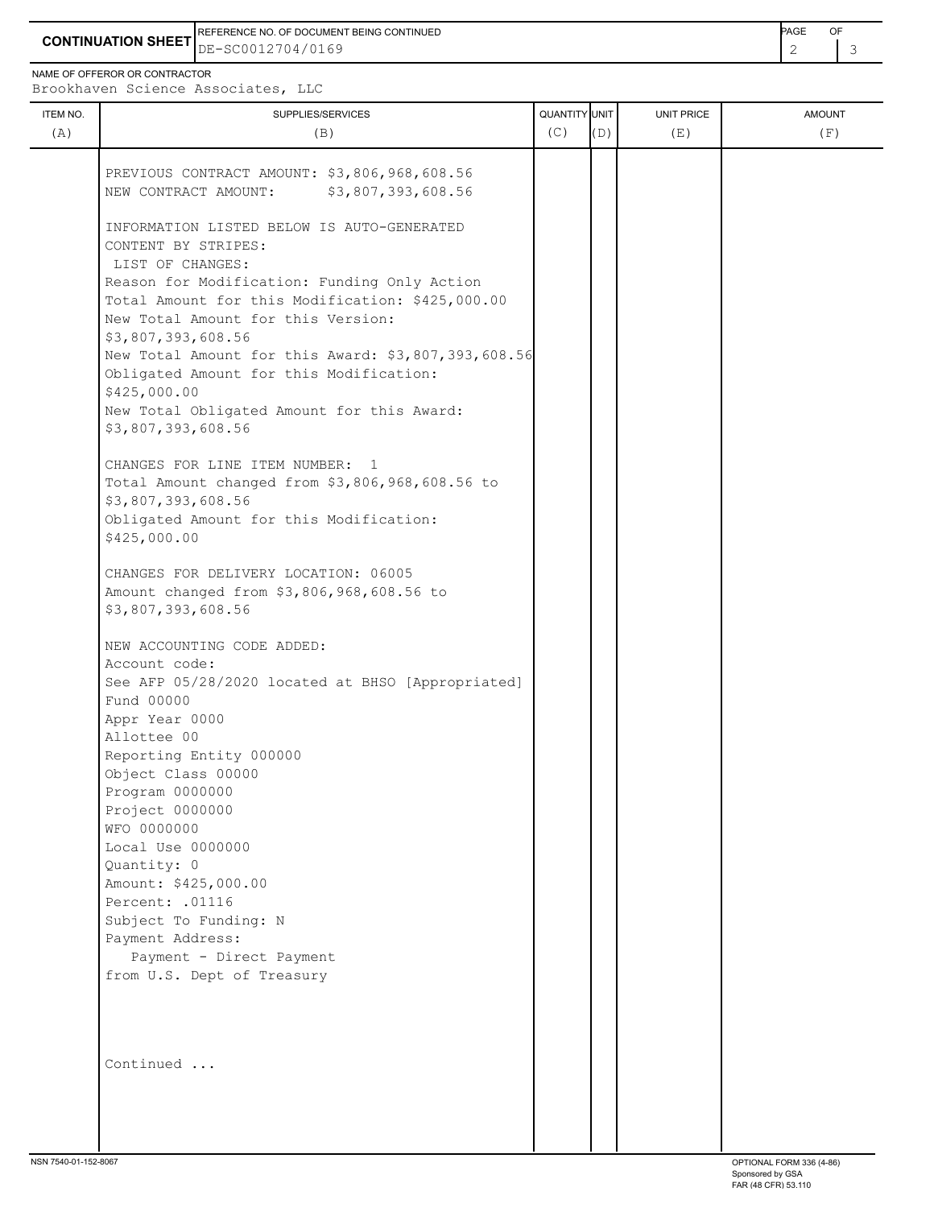**CONTINUATION SHEET**

REFERENCE NO. OF DOCUMENT BEING CONTINUED: DE-SC0012704/0169

NAME OF OFFEROR OR CONTRACTOR: Brookhaven Science Associates, LLC

| ITEM NO. (A) | SUPPLIES/SERVICES (B) | QUANTITY (C) | UNIT (D) | UNIT PRICE (E) | AMOUNT (F) |
|---|---|---|---|---|---|
| | PREVIOUS CONTRACT AMOUNT: $3,806,968,608.56<br>NEW CONTRACT AMOUNT: $3,807,393,608.56<br><br>INFORMATION LISTED BELOW IS AUTO-GENERATED CONTENT BY STRIPES:<br>LIST OF CHANGES:<br>Reason for Modification: Funding Only Action<br>Total Amount for this Modification: $425,000.00<br>New Total Amount for this Version: $3,807,393,608.56<br>New Total Amount for this Award: $3,807,393,608.56<br>Obligated Amount for this Modification: $425,000.00<br>New Total Obligated Amount for this Award: $3,807,393,608.56<br><br>CHANGES FOR LINE ITEM NUMBER: 1<br>Total Amount changed from $3,806,968,608.56 to $3,807,393,608.56<br>Obligated Amount for this Modification: $425,000.00<br><br>CHANGES FOR DELIVERY LOCATION: 06005<br>Amount changed from $3,806,968,608.56 to $3,807,393,608.56<br><br>NEW ACCOUNTING CODE ADDED:<br>Account code:<br>See AFP 05/28/2020 located at BHSO [Appropriated]<br>Fund 00000<br>Appr Year 0000<br>Allottee 00<br>Reporting Entity 000000<br>Object Class 00000<br>Program 0000000<br>Project 0000000<br>WFO 0000000<br>Local Use 0000000<br>Quantity: 0<br>Amount: $425,000.00<br>Percent: .01116<br>Subject To Funding: N<br>Payment Address:<br>Payment - Direct Payment from U.S. Dept of Treasury<br><br>Continued ... | | | | |

NSN 7540-01-152-8067

OPTIONAL FORM 336 (4-86)
Sponsored by GSA
FAR (48 CFR) 53.110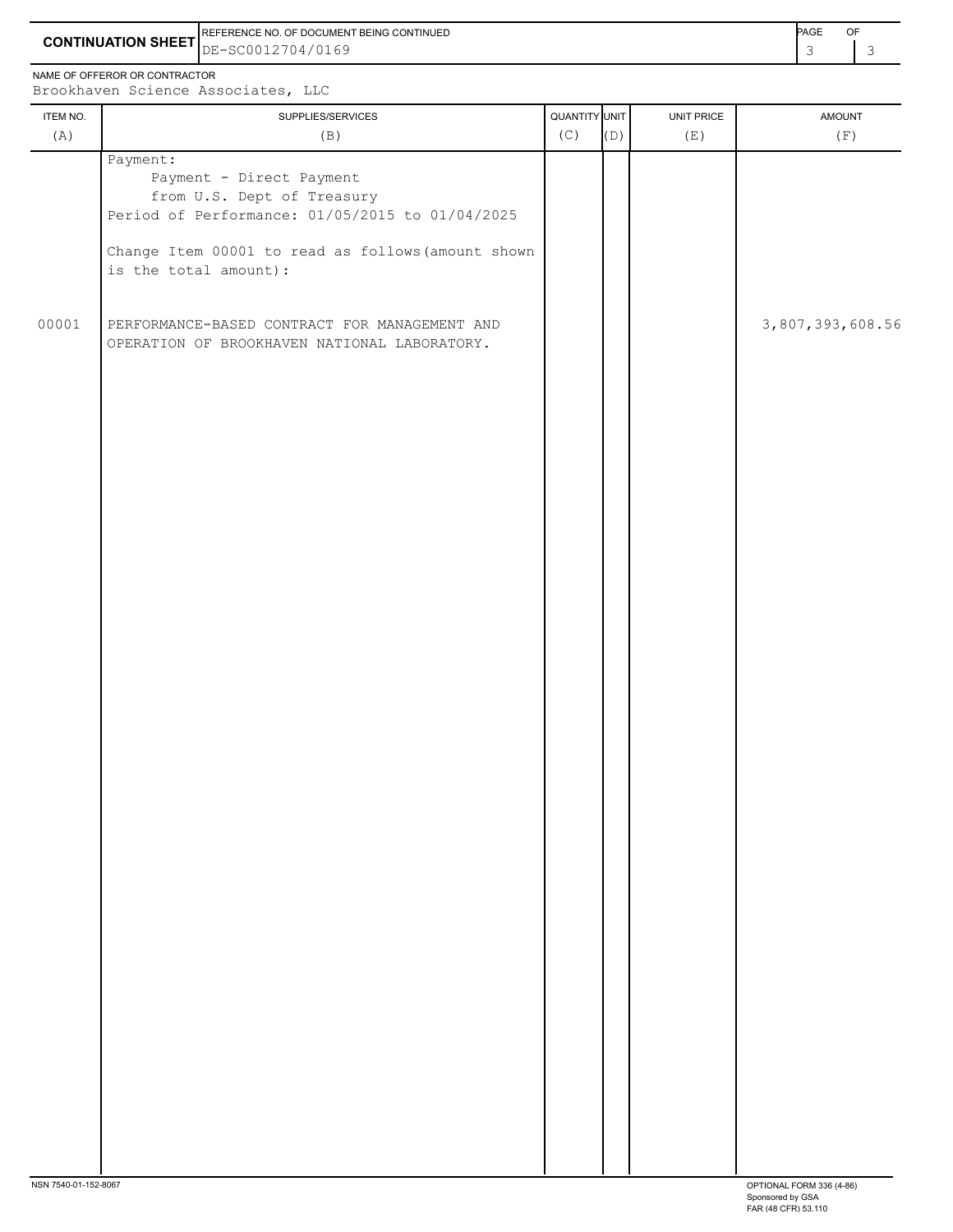**CONTINUATION SHEET**

REFERENCE NO. OF DOCUMENT BEING CONTINUED
DE-SC0012704/0169

NAME OF OFFEROR OR CONTRACTOR
Brookhaven Science Associates, LLC

| ITEM NO. (A) | SUPPLIES/SERVICES (B) | QUANTITY (C) | UNIT (D) | UNIT PRICE (E) | AMOUNT (F) |
|---|---|---|---|---|---|
| | Payment:<br>Payment - Direct Payment<br>from U.S. Dept of Treasury<br>Period of Performance: 01/05/2015 to 01/04/2025<br><br>Change Item 00001 to read as follows(amount shown is the total amount): | | | | |
| 00001 | PERFORMANCE-BASED CONTRACT FOR MANAGEMENT AND OPERATION OF BROOKHAVEN NATIONAL LABORATORY. | | | | 3,807,393,608.56 |

NSN 7540-01-152-8067

OPTIONAL FORM 336 (4-86)
Sponsored by GSA
FAR (48 CFR) 53.110